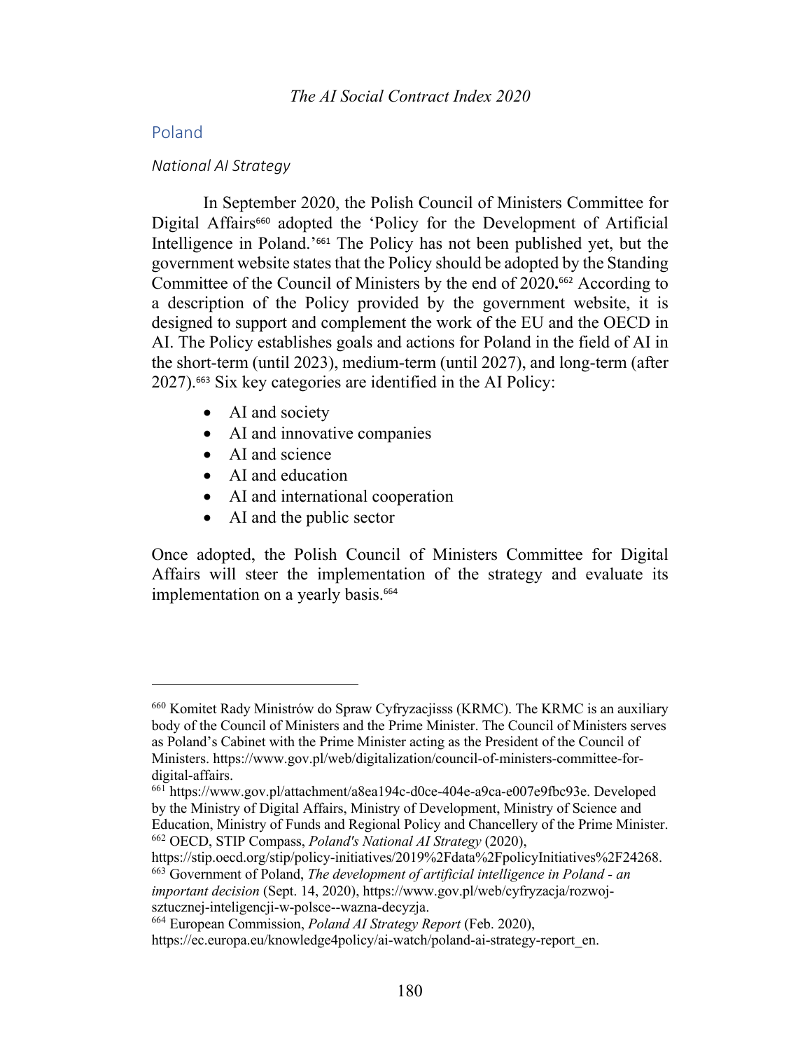## Poland

### *National AI Strategy*

In September 2020, the Polish Council of Ministers Committee for Digital Affairs[660] adopted the 'Policy for the Development of Artificial Intelligence in Poland.'[661] The Policy has not been published yet, but the government website states that the Policy should be adopted by the Standing Committee of the Council of Ministers by the end of 2020**.**[662] According to a description of the Policy provided by the government website, it is designed to support and complement the work of the EU and the OECD in AI. The Policy establishes goals and actions for Poland in the field of AI in the short-term (until 2023), medium-term (until 2027), and long-term (after 2027).[663] Six key categories are identified in the AI Policy:

- AI and society
- AI and innovative companies
- AI and science
- AI and education
- AI and international cooperation
- AI and the public sector

Once adopted, the Polish Council of Ministers Committee for Digital Affairs will steer the implementation of the strategy and evaluate its implementation on a yearly basis.[664]

---

[660] Komitet Rady Ministrów do Spraw Cyfryzacjisss (KRMC). The KRMC is an auxiliary body of the Council of Ministers and the Prime Minister. The Council of Ministers serves as Poland's Cabinet with the Prime Minister acting as the President of the Council of Ministers. https://www.gov.pl/web/digitalization/council-of-ministers-committee-for-digital-affairs.

[661] https://www.gov.pl/attachment/a8ea194c-d0ce-404e-a9ca-e007e9fbc93e. Developed by the Ministry of Digital Affairs, Ministry of Development, Ministry of Science and Education, Ministry of Funds and Regional Policy and Chancellery of the Prime Minister.

[662] OECD, STIP Compass, *Poland's National AI Strategy* (2020), https://stip.oecd.org/stip/policy-initiatives/2019%2Fdata%2FpolicyInitiatives%2F24268.

[663] Government of Poland, *The development of artificial intelligence in Poland - an important decision* (Sept. 14, 2020), https://www.gov.pl/web/cyfryzacja/rozwoj-sztucznej-inteligencji-w-polsce--wazna-decyzja.

[664] European Commission, *Poland AI Strategy Report* (Feb. 2020), https://ec.europa.eu/knowledge4policy/ai-watch/poland-ai-strategy-report_en.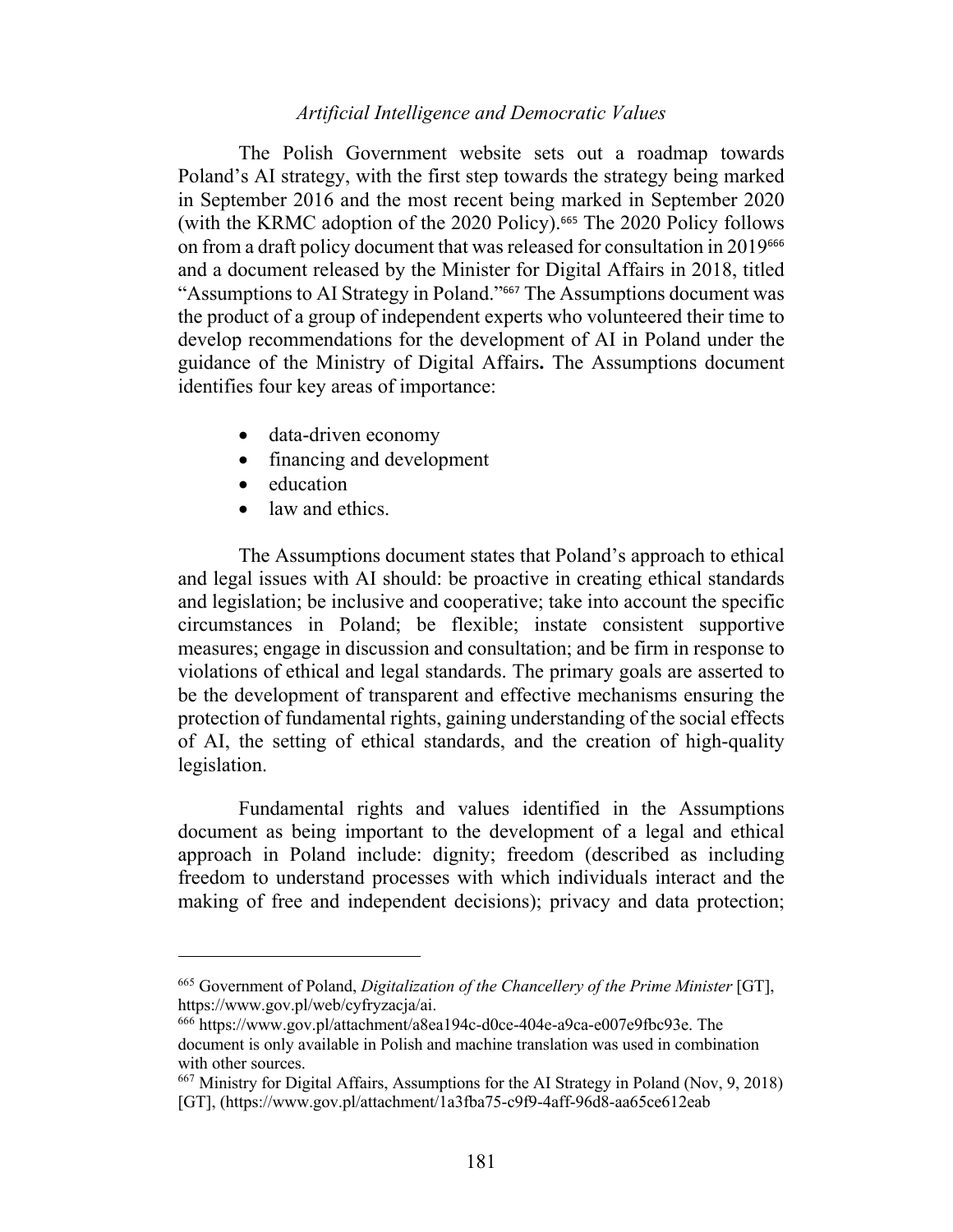The Polish Government website sets out a roadmap towards Poland's AI strategy, with the first step towards the strategy being marked in September 2016 and the most recent being marked in September 2020 (with the KRMC adoption of the 2020 Policy).[665] The 2020 Policy follows on from a draft policy document that was released for consultation in 2019[666] and a document released by the Minister for Digital Affairs in 2018, titled "Assumptions to AI Strategy in Poland."[667] The Assumptions document was the product of a group of independent experts who volunteered their time to develop recommendations for the development of AI in Poland under the guidance of the Ministry of Digital Affairs**.** The Assumptions document identifies four key areas of importance:

- data-driven economy
- financing and development
- education
- law and ethics.

The Assumptions document states that Poland's approach to ethical and legal issues with AI should: be proactive in creating ethical standards and legislation; be inclusive and cooperative; take into account the specific circumstances in Poland; be flexible; instate consistent supportive measures; engage in discussion and consultation; and be firm in response to violations of ethical and legal standards. The primary goals are asserted to be the development of transparent and effective mechanisms ensuring the protection of fundamental rights, gaining understanding of the social effects of AI, the setting of ethical standards, and the creation of high-quality legislation.

Fundamental rights and values identified in the Assumptions document as being important to the development of a legal and ethical approach in Poland include: dignity; freedom (described as including freedom to understand processes with which individuals interact and the making of free and independent decisions); privacy and data protection;

---

[665] Government of Poland, *Digitalization of the Chancellery of the Prime Minister* [GT], https://www.gov.pl/web/cyfryzacja/ai.

[666] https://www.gov.pl/attachment/a8ea194c-d0ce-404e-a9ca-e007e9fbc93e. The document is only available in Polish and machine translation was used in combination with other sources.

[667] Ministry for Digital Affairs, Assumptions for the AI Strategy in Poland (Nov, 9, 2018) [GT], (https://www.gov.pl/attachment/1a3fba75-c9f9-4aff-96d8-aa65ce612eab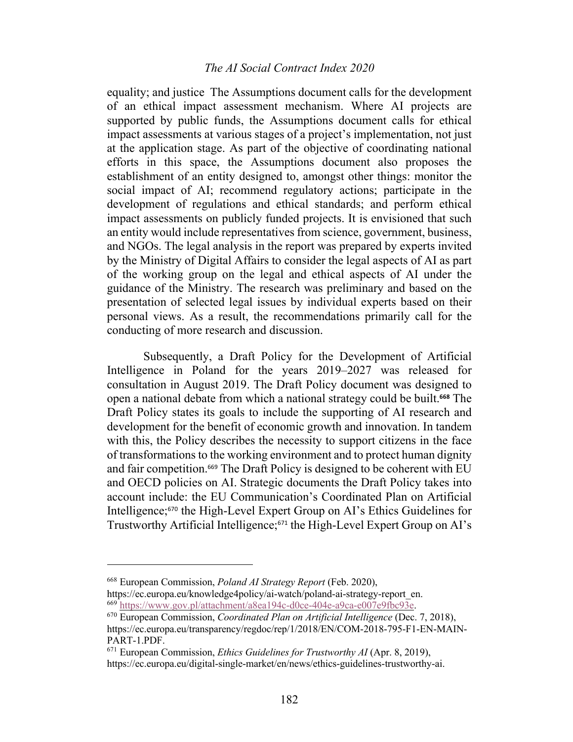equality; and justice The Assumptions document calls for the development of an ethical impact assessment mechanism. Where AI projects are supported by public funds, the Assumptions document calls for ethical impact assessments at various stages of a project's implementation, not just at the application stage. As part of the objective of coordinating national efforts in this space, the Assumptions document also proposes the establishment of an entity designed to, amongst other things: monitor the social impact of AI; recommend regulatory actions; participate in the development of regulations and ethical standards; and perform ethical impact assessments on publicly funded projects. It is envisioned that such an entity would include representatives from science, government, business, and NGOs. The legal analysis in the report was prepared by experts invited by the Ministry of Digital Affairs to consider the legal aspects of AI as part of the working group on the legal and ethical aspects of AI under the guidance of the Ministry. The research was preliminary and based on the presentation of selected legal issues by individual experts based on their personal views. As a result, the recommendations primarily call for the conducting of more research and discussion.

Subsequently, a Draft Policy for the Development of Artificial Intelligence in Poland for the years 2019–2027 was released for consultation in August 2019. The Draft Policy document was designed to open a national debate from which a national strategy could be built.[668] The Draft Policy states its goals to include the supporting of AI research and development for the benefit of economic growth and innovation. In tandem with this, the Policy describes the necessity to support citizens in the face of transformations to the working environment and to protect human dignity and fair competition.[669] The Draft Policy is designed to be coherent with EU and OECD policies on AI. Strategic documents the Draft Policy takes into account include: the EU Communication's Coordinated Plan on Artificial Intelligence;[670] the High-Level Expert Group on AI's Ethics Guidelines for Trustworthy Artificial Intelligence;[671] the High-Level Expert Group on AI's

---

[668] European Commission, *Poland AI Strategy Report* (Feb. 2020), https://ec.europa.eu/knowledge4policy/ai-watch/poland-ai-strategy-report_en.

[669] https://www.gov.pl/attachment/a8ea194c-d0ce-404e-a9ca-e007e9fbc93e.

[670] European Commission, *Coordinated Plan on Artificial Intelligence* (Dec. 7, 2018), https://ec.europa.eu/transparency/regdoc/rep/1/2018/EN/COM-2018-795-F1-EN-MAIN-PART-1.PDF.

[671] European Commission, *Ethics Guidelines for Trustworthy AI* (Apr. 8, 2019), https://ec.europa.eu/digital-single-market/en/news/ethics-guidelines-trustworthy-ai.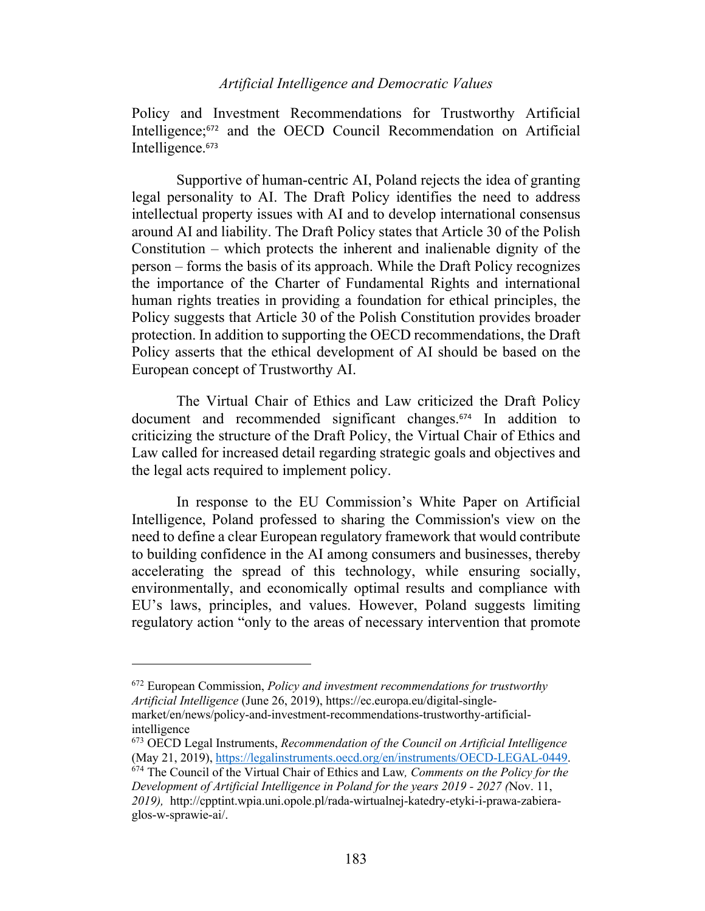Policy and Investment Recommendations for Trustworthy Artificial Intelligence;[672] and the OECD Council Recommendation on Artificial Intelligence.[673]

Supportive of human-centric AI, Poland rejects the idea of granting legal personality to AI. The Draft Policy identifies the need to address intellectual property issues with AI and to develop international consensus around AI and liability. The Draft Policy states that Article 30 of the Polish Constitution – which protects the inherent and inalienable dignity of the person – forms the basis of its approach. While the Draft Policy recognizes the importance of the Charter of Fundamental Rights and international human rights treaties in providing a foundation for ethical principles, the Policy suggests that Article 30 of the Polish Constitution provides broader protection. In addition to supporting the OECD recommendations, the Draft Policy asserts that the ethical development of AI should be based on the European concept of Trustworthy AI.

The Virtual Chair of Ethics and Law criticized the Draft Policy document and recommended significant changes.[674] In addition to criticizing the structure of the Draft Policy, the Virtual Chair of Ethics and Law called for increased detail regarding strategic goals and objectives and the legal acts required to implement policy.

In response to the EU Commission's White Paper on Artificial Intelligence, Poland professed to sharing the Commission's view on the need to define a clear European regulatory framework that would contribute to building confidence in the AI among consumers and businesses, thereby accelerating the spread of this technology, while ensuring socially, environmentally, and economically optimal results and compliance with EU's laws, principles, and values. However, Poland suggests limiting regulatory action "only to the areas of necessary intervention that promote

---

[672] European Commission, *Policy and investment recommendations for trustworthy Artificial Intelligence* (June 26, 2019), https://ec.europa.eu/digital-single-market/en/news/policy-and-investment-recommendations-trustworthy-artificial-intelligence

[673] OECD Legal Instruments, *Recommendation of the Council on Artificial Intelligence* (May 21, 2019), https://legalinstruments.oecd.org/en/instruments/OECD-LEGAL-0449.

[674] The Council of the Virtual Chair of Ethics and Law*, Comments on the Policy for the Development of Artificial Intelligence in Poland for the years 2019 - 2027 (*Nov. 11, *2019),* http://cpptint.wpia.uni.opole.pl/rada-wirtualnej-katedry-etyki-i-prawa-zabiera-glos-w-sprawie-ai/.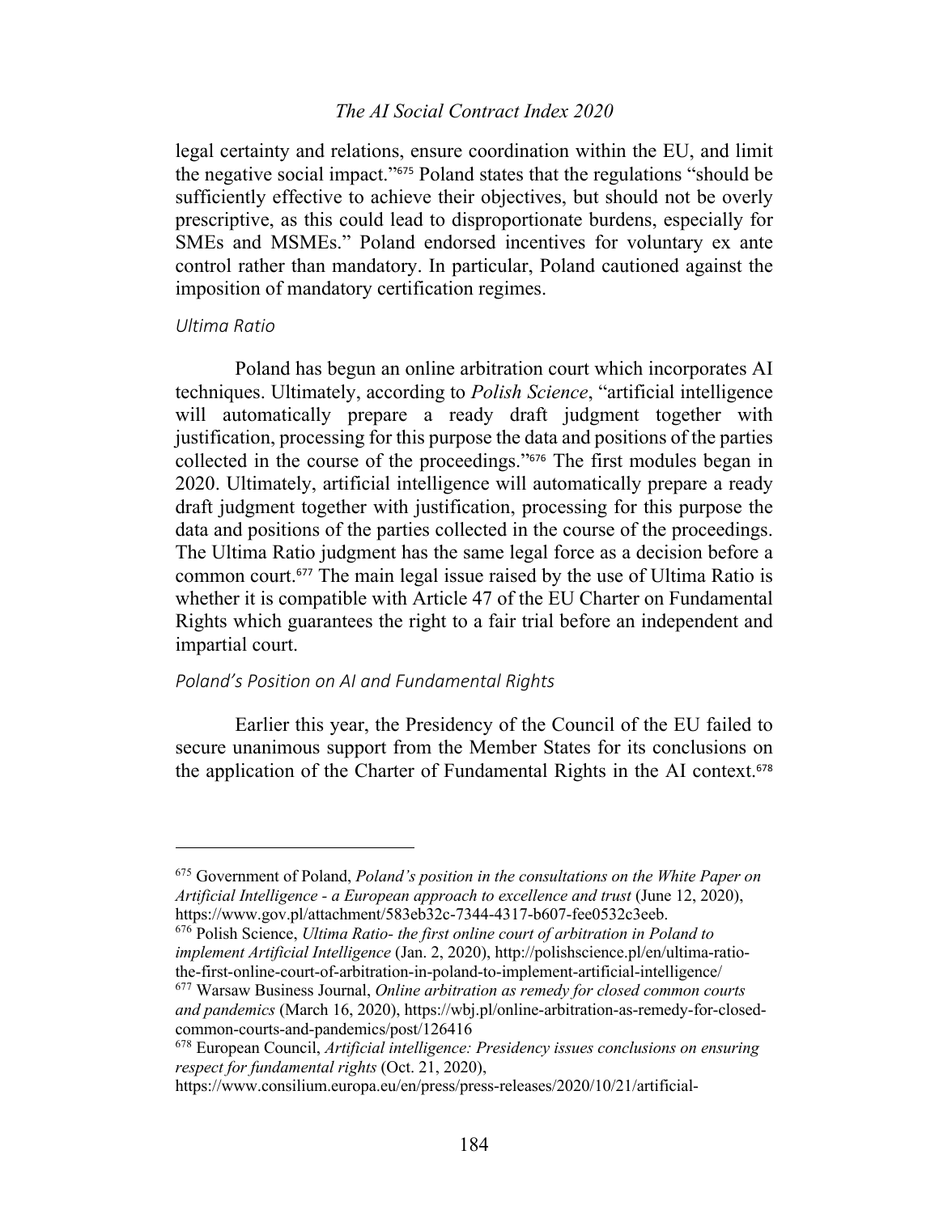legal certainty and relations, ensure coordination within the EU, and limit the negative social impact."[675] Poland states that the regulations "should be sufficiently effective to achieve their objectives, but should not be overly prescriptive, as this could lead to disproportionate burdens, especially for SMEs and MSMEs." Poland endorsed incentives for voluntary ex ante control rather than mandatory. In particular, Poland cautioned against the imposition of mandatory certification regimes.

### *Ultima Ratio*

Poland has begun an online arbitration court which incorporates AI techniques. Ultimately, according to *Polish Science*, "artificial intelligence will automatically prepare a ready draft judgment together with justification, processing for this purpose the data and positions of the parties collected in the course of the proceedings."[676] The first modules began in 2020. Ultimately, artificial intelligence will automatically prepare a ready draft judgment together with justification, processing for this purpose the data and positions of the parties collected in the course of the proceedings. The Ultima Ratio judgment has the same legal force as a decision before a common court.[677] The main legal issue raised by the use of Ultima Ratio is whether it is compatible with Article 47 of the EU Charter on Fundamental Rights which guarantees the right to a fair trial before an independent and impartial court.

### *Poland's Position on AI and Fundamental Rights*

Earlier this year, the Presidency of the Council of the EU failed to secure unanimous support from the Member States for its conclusions on the application of the Charter of Fundamental Rights in the AI context.[678]

---

[675] Government of Poland, *Poland's position in the consultations on the White Paper on Artificial Intelligence - a European approach to excellence and trust* (June 12, 2020), https://www.gov.pl/attachment/583eb32c-7344-4317-b607-fee0532c3eeb.

[676] Polish Science, *Ultima Ratio- the first online court of arbitration in Poland to implement Artificial Intelligence* (Jan. 2, 2020), http://polishscience.pl/en/ultima-ratio-the-first-online-court-of-arbitration-in-poland-to-implement-artificial-intelligence/

[677] Warsaw Business Journal, *Online arbitration as remedy for closed common courts and pandemics* (March 16, 2020), https://wbj.pl/online-arbitration-as-remedy-for-closed-common-courts-and-pandemics/post/126416

[678] European Council, *Artificial intelligence: Presidency issues conclusions on ensuring respect for fundamental rights* (Oct. 21, 2020), https://www.consilium.europa.eu/en/press/press-releases/2020/10/21/artificial-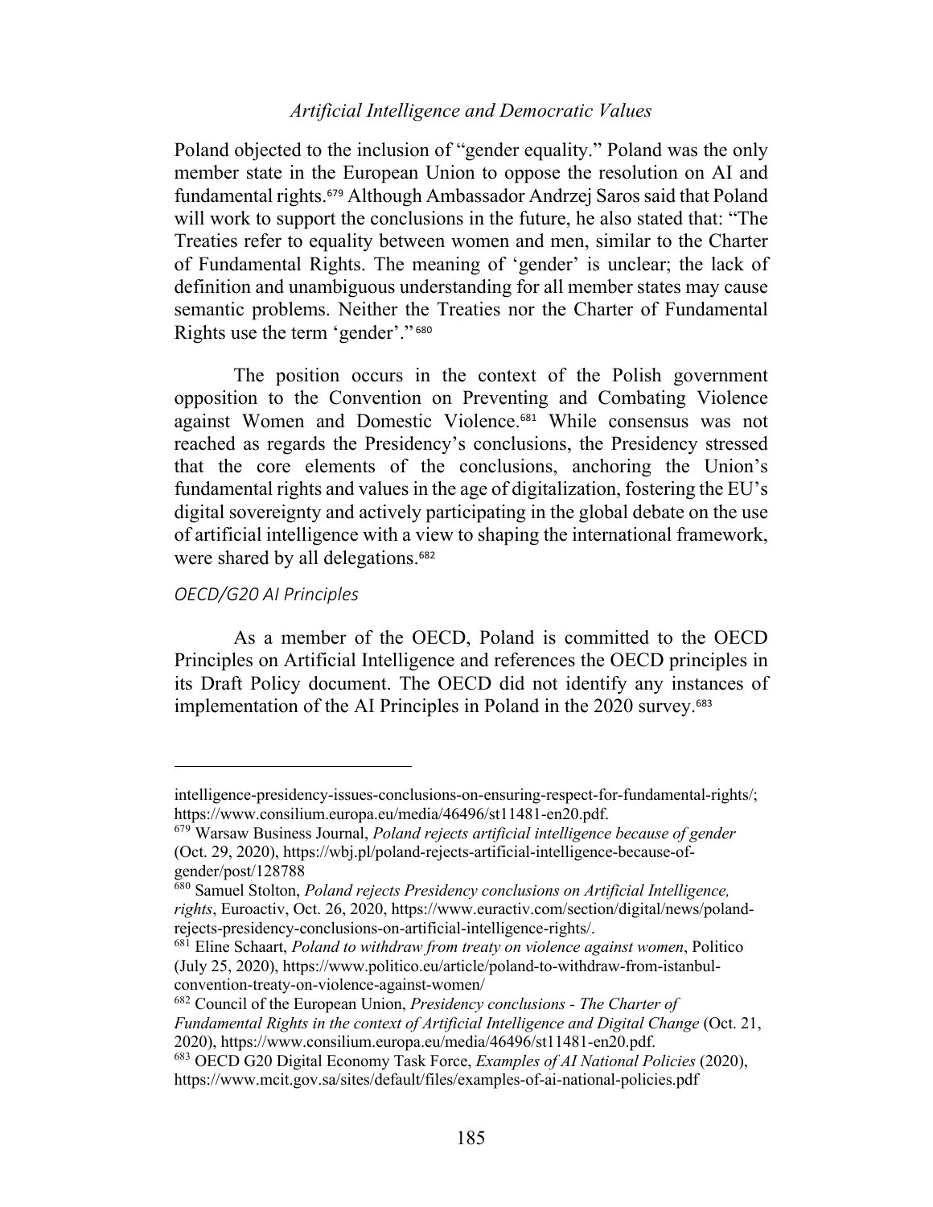Poland objected to the inclusion of "gender equality." Poland was the only member state in the European Union to oppose the resolution on AI and fundamental rights.[679] Although Ambassador Andrzej Saros said that Poland will work to support the conclusions in the future, he also stated that: "The Treaties refer to equality between women and men, similar to the Charter of Fundamental Rights. The meaning of 'gender' is unclear; the lack of definition and unambiguous understanding for all member states may cause semantic problems. Neither the Treaties nor the Charter of Fundamental Rights use the term 'gender'."[680]

The position occurs in the context of the Polish government opposition to the Convention on Preventing and Combating Violence against Women and Domestic Violence.[681] While consensus was not reached as regards the Presidency's conclusions, the Presidency stressed that the core elements of the conclusions, anchoring the Union's fundamental rights and values in the age of digitalization, fostering the EU's digital sovereignty and actively participating in the global debate on the use of artificial intelligence with a view to shaping the international framework, were shared by all delegations.[682]

### *OECD/G20 AI Principles*

As a member of the OECD, Poland is committed to the OECD Principles on Artificial Intelligence and references the OECD principles in its Draft Policy document. The OECD did not identify any instances of implementation of the AI Principles in Poland in the 2020 survey.[683]

---

intelligence-presidency-issues-conclusions-on-ensuring-respect-for-fundamental-rights/; https://www.consilium.europa.eu/media/46496/st11481-en20.pdf.

[679] Warsaw Business Journal, *Poland rejects artificial intelligence because of gender* (Oct. 29, 2020), https://wbj.pl/poland-rejects-artificial-intelligence-because-of-gender/post/128788

[680] Samuel Stolton, *Poland rejects Presidency conclusions on Artificial Intelligence, rights*, Euroactiv, Oct. 26, 2020, https://www.euractiv.com/section/digital/news/poland-rejects-presidency-conclusions-on-artificial-intelligence-rights/.

[681] Eline Schaart, *Poland to withdraw from treaty on violence against women*, Politico (July 25, 2020), https://www.politico.eu/article/poland-to-withdraw-from-istanbul-convention-treaty-on-violence-against-women/

[682] Council of the European Union, *Presidency conclusions - The Charter of Fundamental Rights in the context of Artificial Intelligence and Digital Change* (Oct. 21, 2020), https://www.consilium.europa.eu/media/46496/st11481-en20.pdf.

[683] OECD G20 Digital Economy Task Force, *Examples of AI National Policies* (2020), https://www.mcit.gov.sa/sites/default/files/examples-of-ai-national-policies.pdf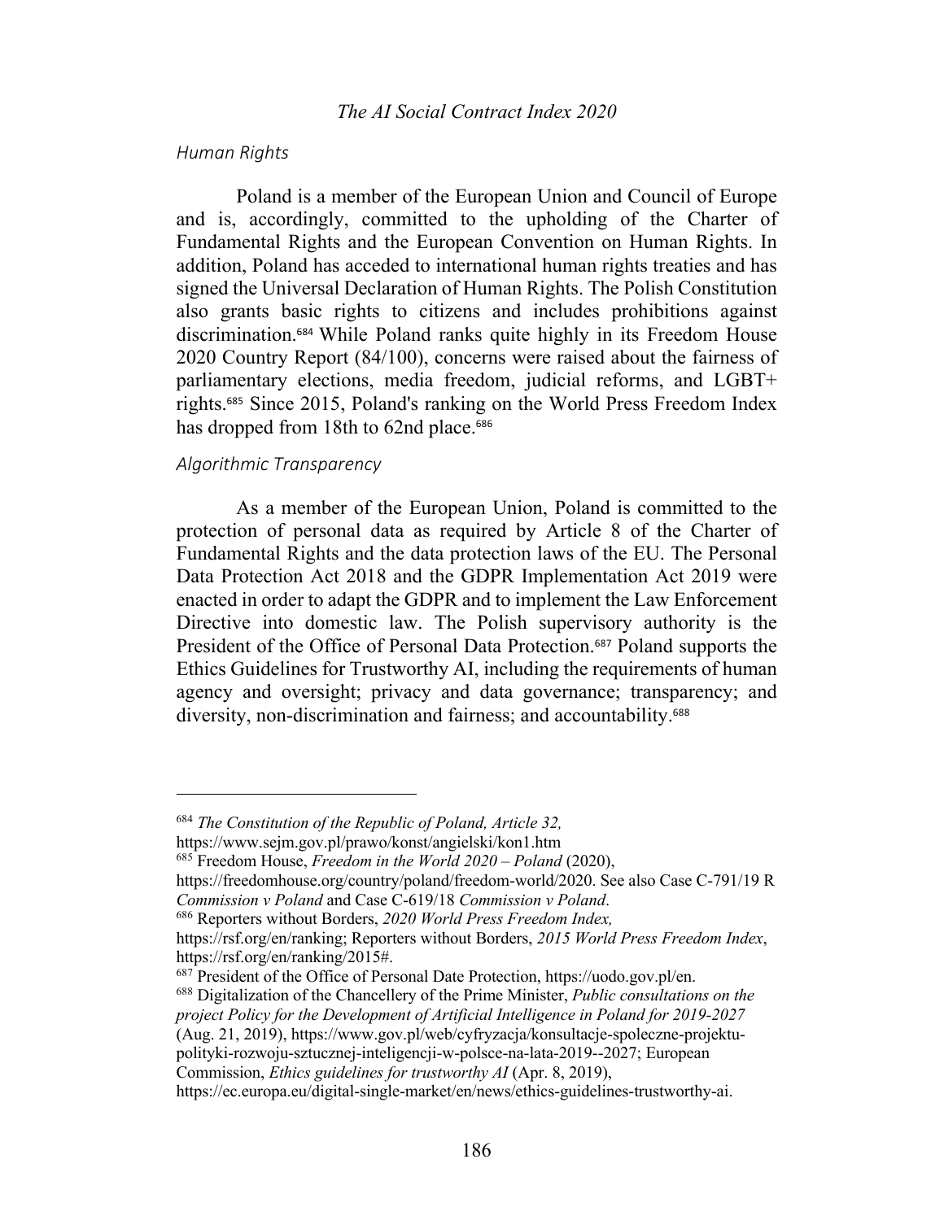### *Human Rights*

Poland is a member of the European Union and Council of Europe and is, accordingly, committed to the upholding of the Charter of Fundamental Rights and the European Convention on Human Rights. In addition, Poland has acceded to international human rights treaties and has signed the Universal Declaration of Human Rights. The Polish Constitution also grants basic rights to citizens and includes prohibitions against discrimination.[684] While Poland ranks quite highly in its Freedom House 2020 Country Report (84/100), concerns were raised about the fairness of parliamentary elections, media freedom, judicial reforms, and LGBT+ rights.[685] Since 2015, Poland's ranking on the World Press Freedom Index has dropped from 18th to 62nd place.[686]

### *Algorithmic Transparency*

As a member of the European Union, Poland is committed to the protection of personal data as required by Article 8 of the Charter of Fundamental Rights and the data protection laws of the EU. The Personal Data Protection Act 2018 and the GDPR Implementation Act 2019 were enacted in order to adapt the GDPR and to implement the Law Enforcement Directive into domestic law. The Polish supervisory authority is the President of the Office of Personal Data Protection.[687] Poland supports the Ethics Guidelines for Trustworthy AI, including the requirements of human agency and oversight; privacy and data governance; transparency; and diversity, non-discrimination and fairness; and accountability.[688]

---

[684] *The Constitution of the Republic of Poland, Article 32,* https://www.sejm.gov.pl/prawo/konst/angielski/kon1.htm

[685] Freedom House, *Freedom in the World 2020 – Poland* (2020), https://freedomhouse.org/country/poland/freedom-world/2020. See also Case C-791/19 R *Commission v Poland* and Case C-619/18 *Commission v Poland*.

[686] Reporters without Borders, *2020 World Press Freedom Index,* https://rsf.org/en/ranking; Reporters without Borders, *2015 World Press Freedom Index*, https://rsf.org/en/ranking/2015#.

[687] President of the Office of Personal Date Protection, https://uodo.gov.pl/en.

[688] Digitalization of the Chancellery of the Prime Minister, *Public consultations on the project Policy for the Development of Artificial Intelligence in Poland for 2019-2027* (Aug. 21, 2019), https://www.gov.pl/web/cyfryzacja/konsultacje-spoleczne-projektu-polityki-rozwoju-sztucznej-inteligencji-w-polsce-na-lata-2019--2027; European Commission, *Ethics guidelines for trustworthy AI* (Apr. 8, 2019), https://ec.europa.eu/digital-single-market/en/news/ethics-guidelines-trustworthy-ai.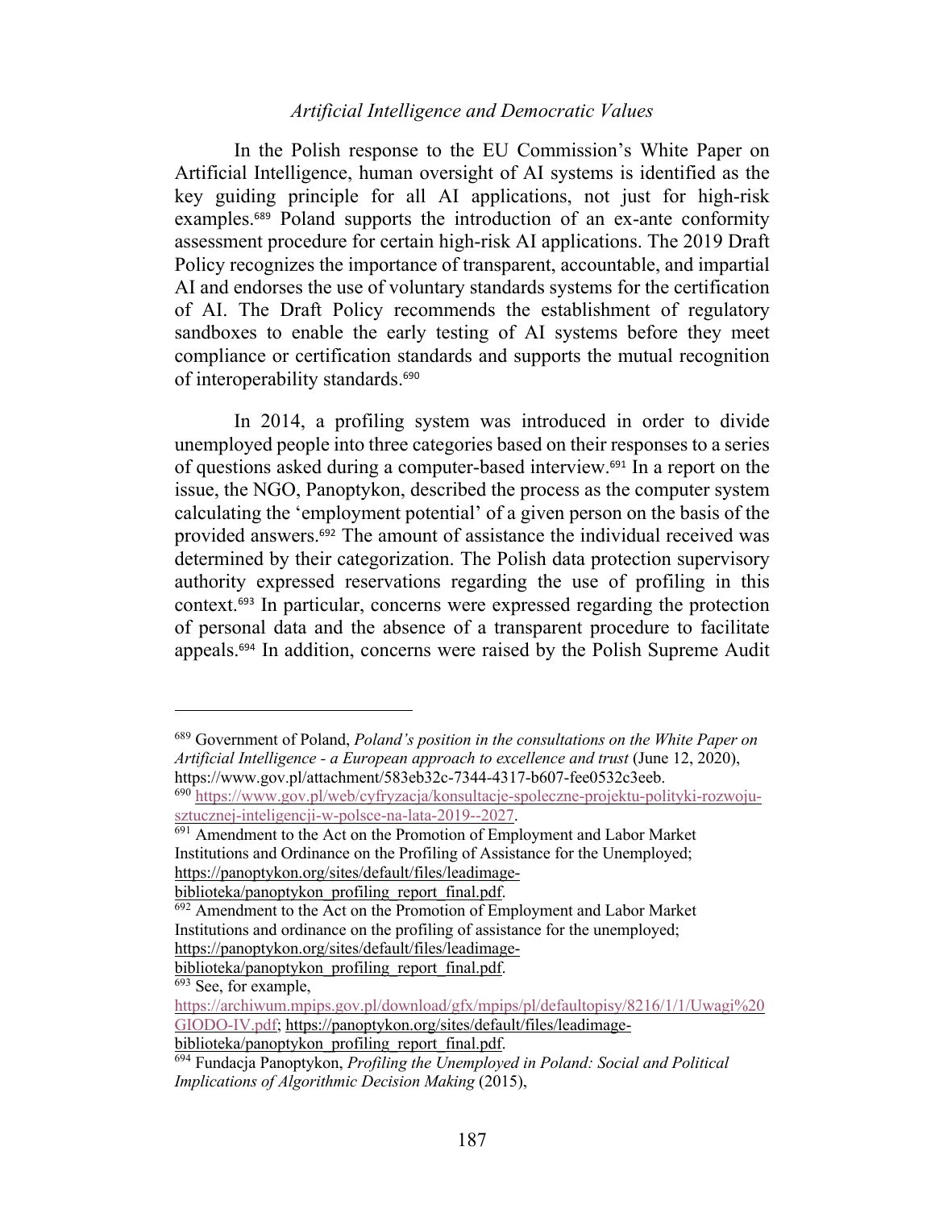In the Polish response to the EU Commission's White Paper on Artificial Intelligence, human oversight of AI systems is identified as the key guiding principle for all AI applications, not just for high-risk examples.[689] Poland supports the introduction of an ex-ante conformity assessment procedure for certain high-risk AI applications. The 2019 Draft Policy recognizes the importance of transparent, accountable, and impartial AI and endorses the use of voluntary standards systems for the certification of AI. The Draft Policy recommends the establishment of regulatory sandboxes to enable the early testing of AI systems before they meet compliance or certification standards and supports the mutual recognition of interoperability standards.[690]

In 2014, a profiling system was introduced in order to divide unemployed people into three categories based on their responses to a series of questions asked during a computer-based interview.[691] In a report on the issue, the NGO, Panoptykon, described the process as the computer system calculating the 'employment potential' of a given person on the basis of the provided answers.[692] The amount of assistance the individual received was determined by their categorization. The Polish data protection supervisory authority expressed reservations regarding the use of profiling in this context.[693] In particular, concerns were expressed regarding the protection of personal data and the absence of a transparent procedure to facilitate appeals.[694] In addition, concerns were raised by the Polish Supreme Audit

---

[689] Government of Poland, *Poland's position in the consultations on the White Paper on Artificial Intelligence - a European approach to excellence and trust* (June 12, 2020), https://www.gov.pl/attachment/583eb32c-7344-4317-b607-fee0532c3eeb.

[690] https://www.gov.pl/web/cyfryzacja/konsultacje-spoleczne-projektu-polityki-rozwoju-sztucznej-inteligencji-w-polsce-na-lata-2019--2027.

[691] Amendment to the Act on the Promotion of Employment and Labor Market Institutions and Ordinance on the Profiling of Assistance for the Unemployed; https://panoptykon.org/sites/default/files/leadimage-biblioteka/panoptykon_profiling_report_final.pdf.

[692] Amendment to the Act on the Promotion of Employment and Labor Market Institutions and ordinance on the profiling of assistance for the unemployed; https://panoptykon.org/sites/default/files/leadimage-biblioteka/panoptykon_profiling_report_final.pdf.

[693] See, for example, https://archiwum.mpips.gov.pl/download/gfx/mpips/pl/defaultopisy/8216/1/1/Uwagi%20GIODO-IV.pdf; https://panoptykon.org/sites/default/files/leadimage-biblioteka/panoptykon_profiling_report_final.pdf.

[694] Fundacja Panoptykon, *Profiling the Unemployed in Poland: Social and Political Implications of Algorithmic Decision Making* (2015),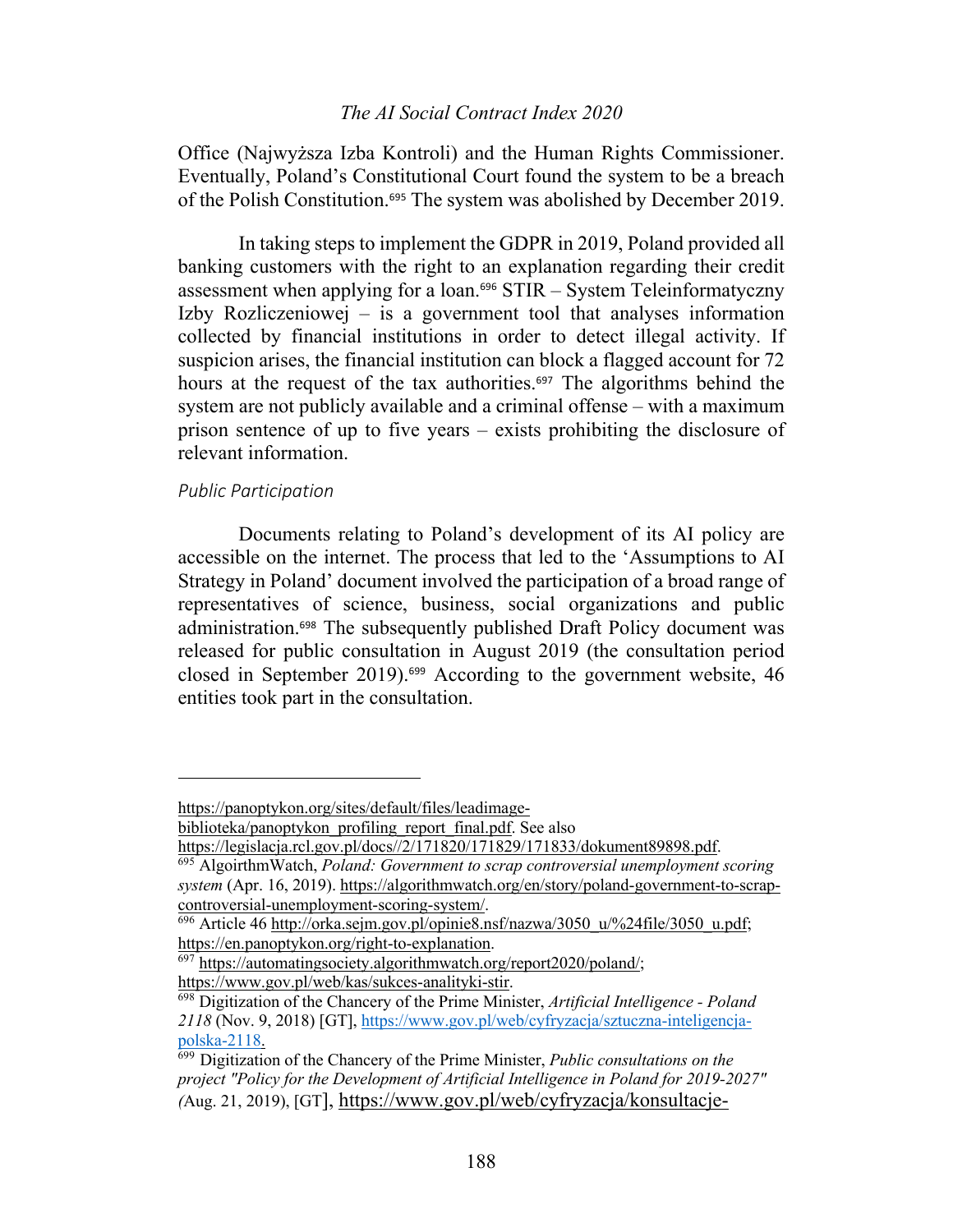Office (Najwyższa Izba Kontroli) and the Human Rights Commissioner. Eventually, Poland's Constitutional Court found the system to be a breach of the Polish Constitution.[695] The system was abolished by December 2019.

In taking steps to implement the GDPR in 2019, Poland provided all banking customers with the right to an explanation regarding their credit assessment when applying for a loan.[696] STIR – System Teleinformatyczny Izby Rozliczeniowej – is a government tool that analyses information collected by financial institutions in order to detect illegal activity. If suspicion arises, the financial institution can block a flagged account for 72 hours at the request of the tax authorities.[697] The algorithms behind the system are not publicly available and a criminal offense – with a maximum prison sentence of up to five years – exists prohibiting the disclosure of relevant information.

*Public Participation*

Documents relating to Poland's development of its AI policy are accessible on the internet. The process that led to the 'Assumptions to AI Strategy in Poland' document involved the participation of a broad range of representatives of science, business, social organizations and public administration.[698] The subsequently published Draft Policy document was released for public consultation in August 2019 (the consultation period closed in September 2019).[699] According to the government website, 46 entities took part in the consultation.

---

https://panoptykon.org/sites/default/files/leadimage-biblioteka/panoptykon_profiling_report_final.pdf. See also https://legislacja.rcl.gov.pl/docs//2/171820/171829/171833/dokument89898.pdf.

[695] AlgoirthmWatch, *Poland: Government to scrap controversial unemployment scoring system* (Apr. 16, 2019). https://algorithmwatch.org/en/story/poland-government-to-scrap-controversial-unemployment-scoring-system/.

[696] Article 46 http://orka.sejm.gov.pl/opinie8.nsf/nazwa/3050_u/%24file/3050_u.pdf; https://en.panoptykon.org/right-to-explanation.

[697] https://automatingsociety.algorithmwatch.org/report2020/poland/; https://www.gov.pl/web/kas/sukces-analityki-stir.

[698] Digitization of the Chancery of the Prime Minister, *Artificial Intelligence - Poland 2118* (Nov. 9, 2018) [GT], https://www.gov.pl/web/cyfryzacja/sztuczna-inteligencja-polska-2118.

[699] Digitization of the Chancery of the Prime Minister, *Public consultations on the project "Policy for the Development of Artificial Intelligence in Poland for 2019-2027"* (Aug. 21, 2019), [GT], https://www.gov.pl/web/cyfryzacja/konsultacje-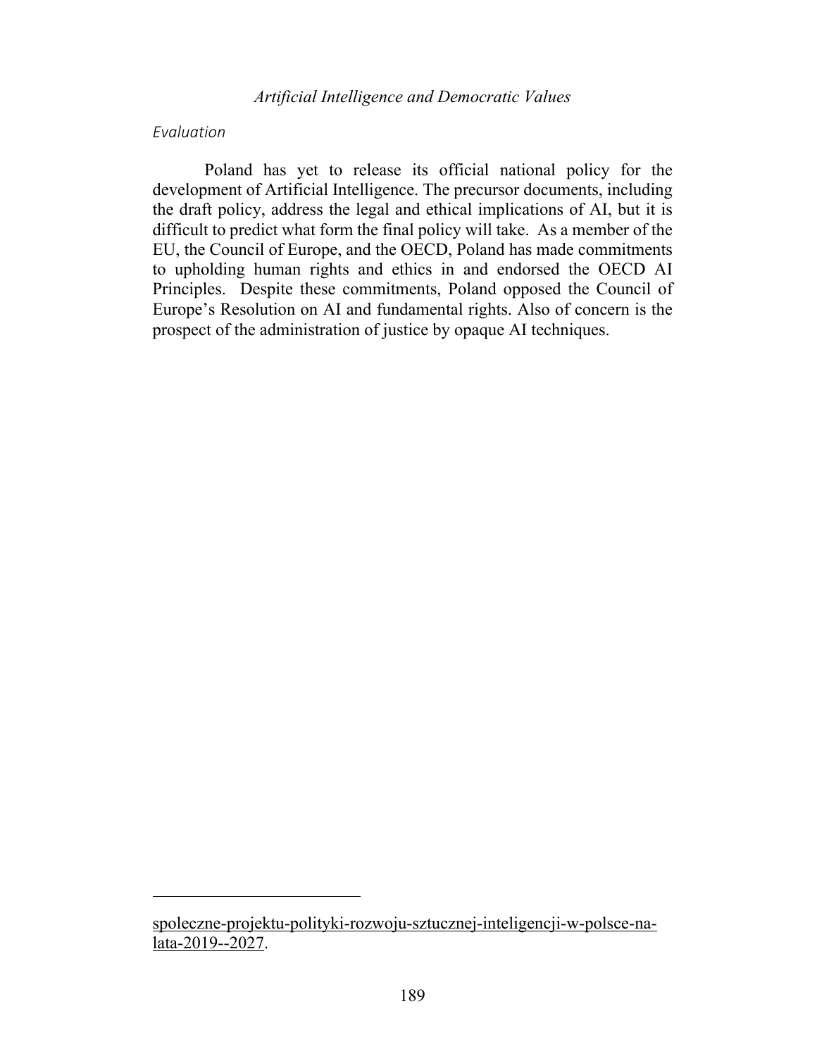*Evaluation*

Poland has yet to release its official national policy for the development of Artificial Intelligence. The precursor documents, including the draft policy, address the legal and ethical implications of AI, but it is difficult to predict what form the final policy will take. As a member of the EU, the Council of Europe, and the OECD, Poland has made commitments to upholding human rights and ethics in and endorsed the OECD AI Principles. Despite these commitments, Poland opposed the Council of Europe's Resolution on AI and fundamental rights. Also of concern is the prospect of the administration of justice by opaque AI techniques.

---

spoleczne-projektu-polityki-rozwoju-sztucznej-inteligencji-w-polsce-na-lata-2019--2027.